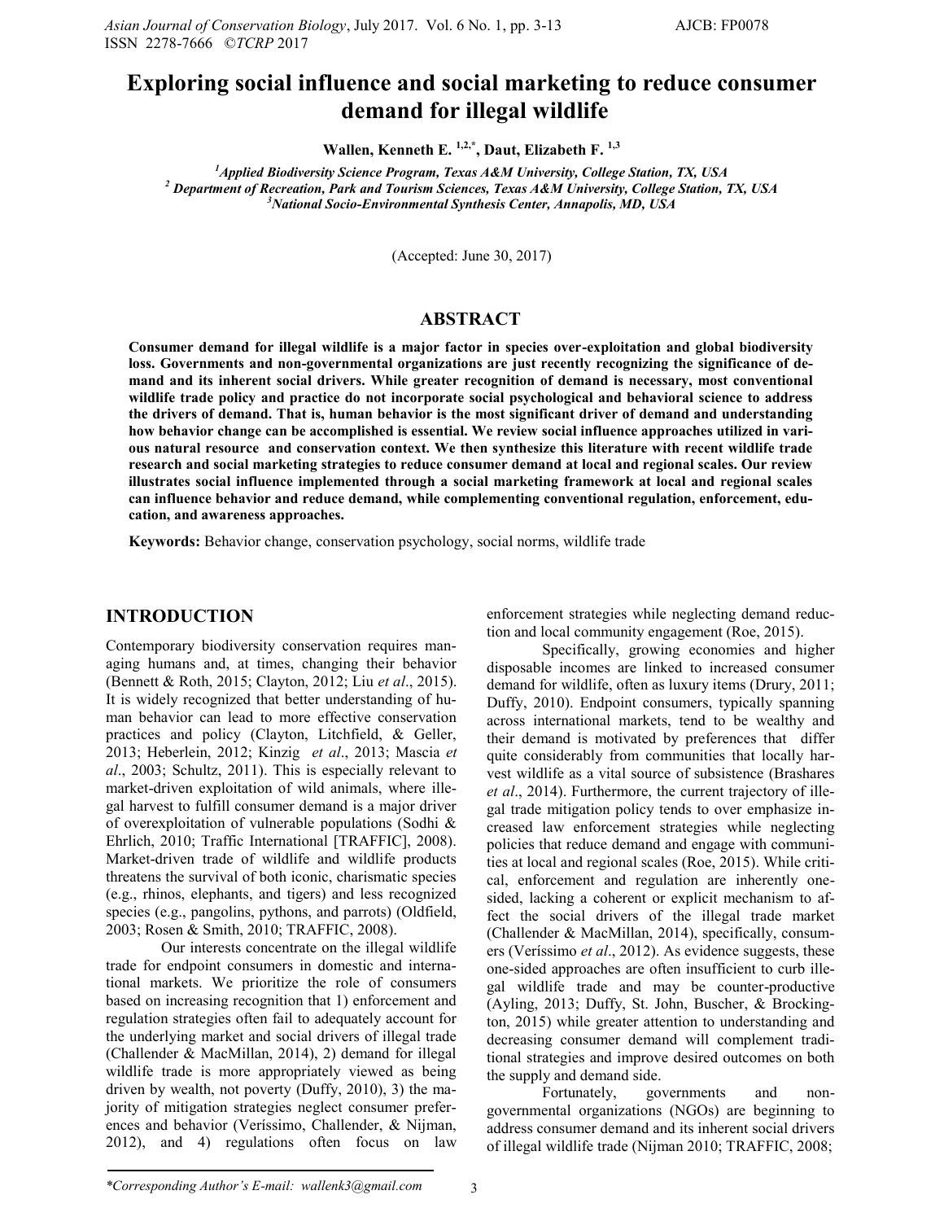# Exploring social influence and social marketing to reduce consumer demand for illegal wildlife

**Wallen, Kenneth E.** [1,2,*], **Daut, Elizabeth F.** [1,3]

[1] *Applied Biodiversity Science Program, Texas A&M University, College Station, TX, USA*
[2] *Department of Recreation, Park and Tourism Sciences, Texas A&M University, College Station, TX, USA*
[3] *National Socio-Environmental Synthesis Center, Annapolis, MD, USA*

(Accepted: June 30, 2017)

## ABSTRACT

**Consumer demand for illegal wildlife is a major factor in species over-exploitation and global biodiversity loss. Governments and non-governmental organizations are just recently recognizing the significance of demand and its inherent social drivers. While greater recognition of demand is necessary, most conventional wildlife trade policy and practice do not incorporate social psychological and behavioral science to address the drivers of demand. That is, human behavior is the most significant driver of demand and understanding how behavior change can be accomplished is essential. We review social influence approaches utilized in various natural resource and conservation context. We then synthesize this literature with recent wildlife trade research and social marketing strategies to reduce consumer demand at local and regional scales. Our review illustrates social influence implemented through a social marketing framework at local and regional scales can influence behavior and reduce demand, while complementing conventional regulation, enforcement, education, and awareness approaches.**

**Keywords:** Behavior change, conservation psychology, social norms, wildlife trade

## INTRODUCTION

Contemporary biodiversity conservation requires managing humans and, at times, changing their behavior (Bennett & Roth, 2015; Clayton, 2012; Liu *et al*., 2015). It is widely recognized that better understanding of human behavior can lead to more effective conservation practices and policy (Clayton, Litchfield, & Geller, 2013; Heberlein, 2012; Kinzig *et al*., 2013; Mascia *et al*., 2003; Schultz, 2011). This is especially relevant to market-driven exploitation of wild animals, where illegal harvest to fulfill consumer demand is a major driver of overexploitation of vulnerable populations (Sodhi & Ehrlich, 2010; Traffic International [TRAFFIC], 2008). Market-driven trade of wildlife and wildlife products threatens the survival of both iconic, charismatic species (e.g., rhinos, elephants, and tigers) and less recognized species (e.g., pangolins, pythons, and parrots) (Oldfield, 2003; Rosen & Smith, 2010; TRAFFIC, 2008).

Our interests concentrate on the illegal wildlife trade for endpoint consumers in domestic and international markets. We prioritize the role of consumers based on increasing recognition that 1) enforcement and regulation strategies often fail to adequately account for the underlying market and social drivers of illegal trade (Challender & MacMillan, 2014), 2) demand for illegal wildlife trade is more appropriately viewed as being driven by wealth, not poverty (Duffy, 2010), 3) the majority of mitigation strategies neglect consumer preferences and behavior (Veríssimo, Challender, & Nijman, 2012), and 4) regulations often focus on law enforcement strategies while neglecting demand reduction and local community engagement (Roe, 2015).

Specifically, growing economies and higher disposable incomes are linked to increased consumer demand for wildlife, often as luxury items (Drury, 2011; Duffy, 2010). Endpoint consumers, typically spanning across international markets, tend to be wealthy and their demand is motivated by preferences that differ quite considerably from communities that locally harvest wildlife as a vital source of subsistence (Brashares *et al*., 2014). Furthermore, the current trajectory of illegal trade mitigation policy tends to over emphasize increased law enforcement strategies while neglecting policies that reduce demand and engage with communities at local and regional scales (Roe, 2015). While critical, enforcement and regulation are inherently one-sided, lacking a coherent or explicit mechanism to affect the social drivers of the illegal trade market (Challender & MacMillan, 2014), specifically, consumers (Veríssimo *et al*., 2012). As evidence suggests, these one-sided approaches are often insufficient to curb illegal wildlife trade and may be counter-productive (Ayling, 2013; Duffy, St. John, Buscher, & Brockington, 2015) while greater attention to understanding and decreasing consumer demand will complement traditional strategies and improve desired outcomes on both the supply and demand side.

Fortunately, governments and non-governmental organizations (NGOs) are beginning to address consumer demand and its inherent social drivers of illegal wildlife trade (Nijman 2010; TRAFFIC, 2008;

*Corresponding Author's E-mail: wallenk3@gmail.com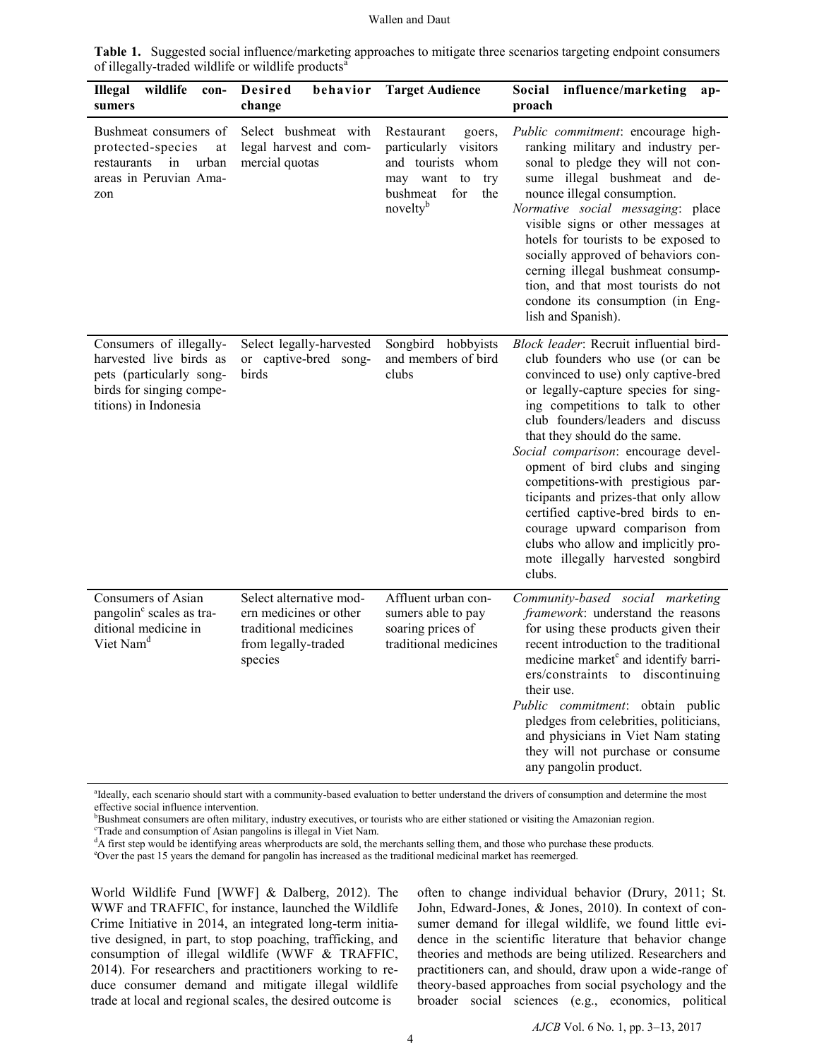**Table 1.** Suggested social influence/marketing approaches to mitigate three scenarios targeting endpoint consumers of illegally-traded wildlife or wildlife products[a]

| Illegal wildlife consumers | Desired behavior change | Target Audience | Social influence/marketing approach |
|---|---|---|---|
| Bushmeat consumers of protected-species at restaurants in urban areas in Peruvian Amazon | Select bushmeat with legal harvest and commercial quotas | Restaurant goers, particularly visitors and tourists whom may want to try bushmeat for the novelty[b] | *Public commitment*: encourage high-ranking military and industry personal to pledge they will not consume illegal bushmeat and denounce illegal consumption. *Normative social messaging*: place visible signs or other messages at hotels for tourists to be exposed to socially approved of behaviors concerning illegal bushmeat consumption, and that most tourists do not condone its consumption (in English and Spanish). |
| Consumers of illegally-harvested live birds as pets (particularly songbirds for singing competitions) in Indonesia | Select legally-harvested or captive-bred songbirds | Songbird hobbyists and members of bird clubs | *Block leader*: Recruit influential bird-club founders who use (or can be convinced to use) only captive-bred or legally-capture species for singing competitions to talk to other club founders/leaders and discuss that they should do the same. *Social comparison*: encourage development of bird clubs and singing competitions-with prestigious participants and prizes-that only allow certified captive-bred birds to encourage upward comparison from clubs who allow and implicitly promote illegally harvested songbird clubs. |
| Consumers of Asian pangolin[c] scales as traditional medicine in Viet Nam[d] | Select alternative modern medicines or other traditional medicines from legally-traded species | Affluent urban consumers able to pay soaring prices of traditional medicines | *Community-based social marketing framework*: understand the reasons for using these products given their recent introduction to the traditional medicine market[e] and identify barriers/constraints to discontinuing their use. *Public commitment*: obtain public pledges from celebrities, politicians, and physicians in Viet Nam stating they will not purchase or consume any pangolin product. |

[a]Ideally, each scenario should start with a community-based evaluation to better understand the drivers of consumption and determine the most effective social influence intervention.
[b]Bushmeat consumers are often military, industry executives, or tourists who are either stationed or visiting the Amazonian region.
[c]Trade and consumption of Asian pangolins is illegal in Viet Nam.
[d]A first step would be identifying areas wherproducts are sold, the merchants selling them, and those who purchase these products.
[e]Over the past 15 years the demand for pangolin has increased as the traditional medicinal market has reemerged.

World Wildlife Fund [WWF] & Dalberg, 2012). The WWF and TRAFFIC, for instance, launched the Wildlife Crime Initiative in 2014, an integrated long-term initiative designed, in part, to stop poaching, trafficking, and consumption of illegal wildlife (WWF & TRAFFIC, 2014). For researchers and practitioners working to reduce consumer demand and mitigate illegal wildlife trade at local and regional scales, the desired outcome is often to change individual behavior (Drury, 2011; St. John, Edward-Jones, & Jones, 2010). In context of consumer demand for illegal wildlife, we found little evidence in the scientific literature that behavior change theories and methods are being utilized. Researchers and practitioners can, and should, draw upon a wide-range of theory-based approaches from social psychology and the broader social sciences (e.g., economics, political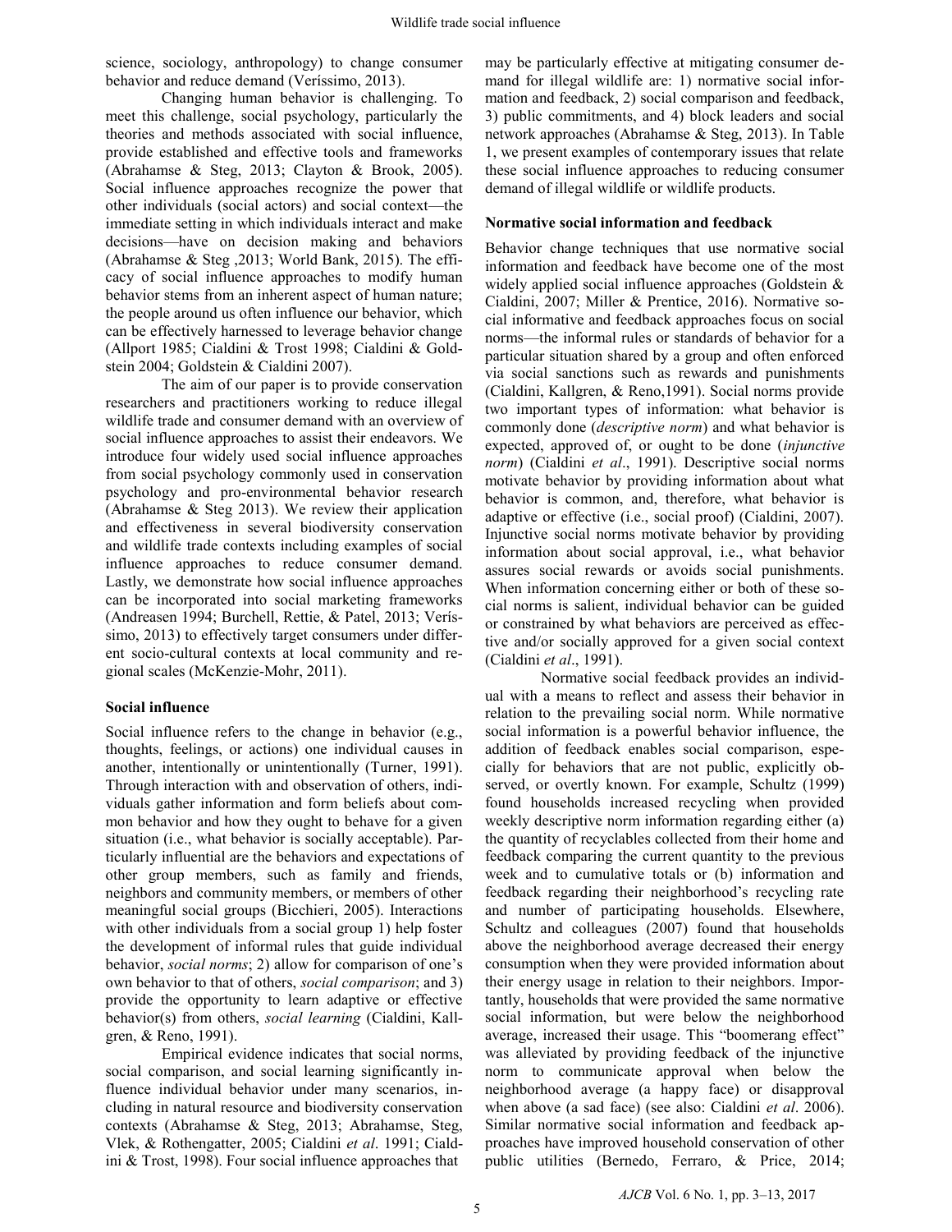science, sociology, anthropology) to change consumer behavior and reduce demand (Veríssimo, 2013).

Changing human behavior is challenging. To meet this challenge, social psychology, particularly the theories and methods associated with social influence, provide established and effective tools and frameworks (Abrahamse & Steg, 2013; Clayton & Brook, 2005). Social influence approaches recognize the power that other individuals (social actors) and social context—the immediate setting in which individuals interact and make decisions—have on decision making and behaviors (Abrahamse & Steg ,2013; World Bank, 2015). The efficacy of social influence approaches to modify human behavior stems from an inherent aspect of human nature; the people around us often influence our behavior, which can be effectively harnessed to leverage behavior change (Allport 1985; Cialdini & Trost 1998; Cialdini & Goldstein 2004; Goldstein & Cialdini 2007).

The aim of our paper is to provide conservation researchers and practitioners working to reduce illegal wildlife trade and consumer demand with an overview of social influence approaches to assist their endeavors. We introduce four widely used social influence approaches from social psychology commonly used in conservation psychology and pro-environmental behavior research (Abrahamse & Steg 2013). We review their application and effectiveness in several biodiversity conservation and wildlife trade contexts including examples of social influence approaches to reduce consumer demand. Lastly, we demonstrate how social influence approaches can be incorporated into social marketing frameworks (Andreasen 1994; Burchell, Rettie, & Patel, 2013; Veríssimo, 2013) to effectively target consumers under different socio-cultural contexts at local community and regional scales (McKenzie-Mohr, 2011).

## Social influence

Social influence refers to the change in behavior (e.g., thoughts, feelings, or actions) one individual causes in another, intentionally or unintentionally (Turner, 1991). Through interaction with and observation of others, individuals gather information and form beliefs about common behavior and how they ought to behave for a given situation (i.e., what behavior is socially acceptable). Particularly influential are the behaviors and expectations of other group members, such as family and friends, neighbors and community members, or members of other meaningful social groups (Bicchieri, 2005). Interactions with other individuals from a social group 1) help foster the development of informal rules that guide individual behavior, *social norms*; 2) allow for comparison of one's own behavior to that of others, *social comparison*; and 3) provide the opportunity to learn adaptive or effective behavior(s) from others, *social learning* (Cialdini, Kallgren, & Reno, 1991).

Empirical evidence indicates that social norms, social comparison, and social learning significantly influence individual behavior under many scenarios, including in natural resource and biodiversity conservation contexts (Abrahamse & Steg, 2013; Abrahamse, Steg, Vlek, & Rothengatter, 2005; Cialdini *et al*. 1991; Cialdini & Trost, 1998). Four social influence approaches that may be particularly effective at mitigating consumer demand for illegal wildlife are: 1) normative social information and feedback, 2) social comparison and feedback, 3) public commitments, and 4) block leaders and social network approaches (Abrahamse & Steg, 2013). In Table 1, we present examples of contemporary issues that relate these social influence approaches to reducing consumer demand of illegal wildlife or wildlife products.

### Normative social information and feedback

Behavior change techniques that use normative social information and feedback have become one of the most widely applied social influence approaches (Goldstein & Cialdini, 2007; Miller & Prentice, 2016). Normative social informative and feedback approaches focus on social norms—the informal rules or standards of behavior for a particular situation shared by a group and often enforced via social sanctions such as rewards and punishments (Cialdini, Kallgren, & Reno,1991). Social norms provide two important types of information: what behavior is commonly done (*descriptive norm*) and what behavior is expected, approved of, or ought to be done (*injunctive norm*) (Cialdini *et al*., 1991). Descriptive social norms motivate behavior by providing information about what behavior is common, and, therefore, what behavior is adaptive or effective (i.e., social proof) (Cialdini, 2007). Injunctive social norms motivate behavior by providing information about social approval, i.e., what behavior assures social rewards or avoids social punishments. When information concerning either or both of these social norms is salient, individual behavior can be guided or constrained by what behaviors are perceived as effective and/or socially approved for a given social context (Cialdini *et al*., 1991).

Normative social feedback provides an individual with a means to reflect and assess their behavior in relation to the prevailing social norm. While normative social information is a powerful behavior influence, the addition of feedback enables social comparison, especially for behaviors that are not public, explicitly observed, or overtly known. For example, Schultz (1999) found households increased recycling when provided weekly descriptive norm information regarding either (a) the quantity of recyclables collected from their home and feedback comparing the current quantity to the previous week and to cumulative totals or (b) information and feedback regarding their neighborhood's recycling rate and number of participating households. Elsewhere, Schultz and colleagues (2007) found that households above the neighborhood average decreased their energy consumption when they were provided information about their energy usage in relation to their neighbors. Importantly, households that were provided the same normative social information, but were below the neighborhood average, increased their usage. This "boomerang effect" was alleviated by providing feedback of the injunctive norm to communicate approval when below the neighborhood average (a happy face) or disapproval when above (a sad face) (see also: Cialdini *et al*. 2006). Similar normative social information and feedback approaches have improved household conservation of other public utilities (Bernedo, Ferraro, & Price, 2014;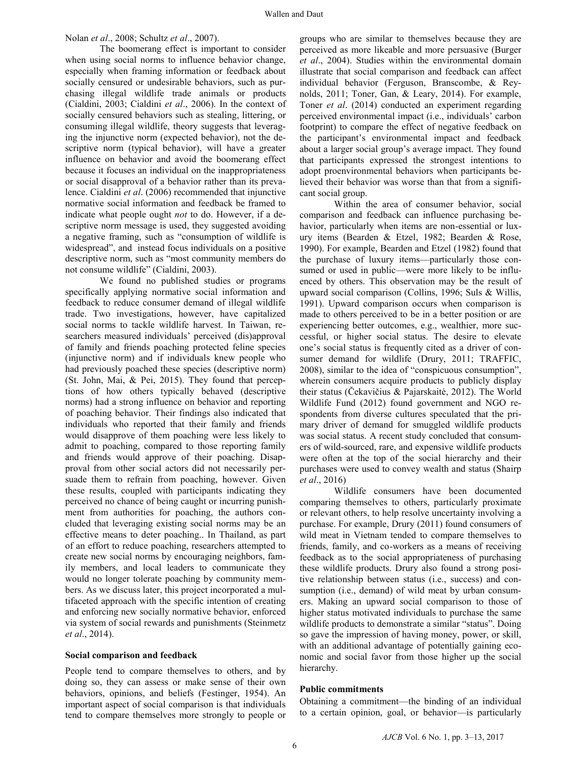Nolan *et al*., 2008; Schultz *et al*., 2007).

The boomerang effect is important to consider when using social norms to influence behavior change, especially when framing information or feedback about socially censured or undesirable behaviors, such as purchasing illegal wildlife trade animals or products (Cialdini, 2003; Cialdini *et al*., 2006). In the context of socially censured behaviors such as stealing, littering, or consuming illegal wildlife, theory suggests that leveraging the injunctive norm (expected behavior), not the descriptive norm (typical behavior), will have a greater influence on behavior and avoid the boomerang effect because it focuses an individual on the inappropriateness or social disapproval of a behavior rather than its prevalence. Cialdini *et al*. (2006) recommended that injunctive normative social information and feedback be framed to indicate what people ought *not* to do. However, if a descriptive norm message is used, they suggested avoiding a negative framing, such as "consumption of wildlife is widespread", and instead focus individuals on a positive descriptive norm, such as "most community members do not consume wildlife" (Cialdini, 2003).

We found no published studies or programs specifically applying normative social information and feedback to reduce consumer demand of illegal wildlife trade. Two investigations, however, have capitalized social norms to tackle wildlife harvest. In Taiwan, researchers measured individuals' perceived (dis)approval of family and friends poaching protected feline species (injunctive norm) and if individuals knew people who had previously poached these species (descriptive norm) (St. John, Mai, & Pei, 2015). They found that perceptions of how others typically behaved (descriptive norms) had a strong influence on behavior and reporting of poaching behavior. Their findings also indicated that individuals who reported that their family and friends would disapprove of them poaching were less likely to admit to poaching, compared to those reporting family and friends would approve of their poaching. Disapproval from other social actors did not necessarily persuade them to refrain from poaching, however. Given these results, coupled with participants indicating they perceived no chance of being caught or incurring punishment from authorities for poaching, the authors concluded that leveraging existing social norms may be an effective means to deter poaching.. In Thailand, as part of an effort to reduce poaching, researchers attempted to create new social norms by encouraging neighbors, family members, and local leaders to communicate they would no longer tolerate poaching by community members. As we discuss later, this project incorporated a multifaceted approach with the specific intention of creating and enforcing new socially normative behavior, enforced via system of social rewards and punishments (Steinmetz *et al*., 2014).

**Social comparison and feedback**

People tend to compare themselves to others, and by doing so, they can assess or make sense of their own behaviors, opinions, and beliefs (Festinger, 1954). An important aspect of social comparison is that individuals tend to compare themselves more strongly to people or groups who are similar to themselves because they are perceived as more likeable and more persuasive (Burger *et al*., 2004). Studies within the environmental domain illustrate that social comparison and feedback can affect individual behavior (Ferguson, Branscombe, & Reynolds, 2011; Toner, Gan, & Leary, 2014). For example, Toner *et al*. (2014) conducted an experiment regarding perceived environmental impact (i.e., individuals' carbon footprint) to compare the effect of negative feedback on the participant's environmental impact and feedback about a larger social group's average impact. They found that participants expressed the strongest intentions to adopt proenvironmental behaviors when participants believed their behavior was worse than that from a significant social group.

Within the area of consumer behavior, social comparison and feedback can influence purchasing behavior, particularly when items are non-essential or luxury items (Bearden & Etzel, 1982; Bearden & Rose, 1990). For example, Bearden and Etzel (1982) found that the purchase of luxury items—particularly those consumed or used in public—were more likely to be influenced by others. This observation may be the result of upward social comparison (Collins, 1996; Suls & Willis, 1991). Upward comparison occurs when comparison is made to others perceived to be in a better position or are experiencing better outcomes, e.g., wealthier, more successful, or higher social status. The desire to elevate one's social status is frequently cited as a driver of consumer demand for wildlife (Drury, 2011; TRAFFIC, 2008), similar to the idea of "conspicuous consumption", wherein consumers acquire products to publicly display their status (Čekavičius & Pajarskaitė, 2012). The World Wildlife Fund (2012) found government and NGO respondents from diverse cultures speculated that the primary driver of demand for smuggled wildlife products was social status. A recent study concluded that consumers of wild-sourced, rare, and expensive wildlife products were often at the top of the social hierarchy and their purchases were used to convey wealth and status (Shairp *et al*., 2016)

Wildlife consumers have been documented comparing themselves to others, particularly proximate or relevant others, to help resolve uncertainty involving a purchase. For example, Drury (2011) found consumers of wild meat in Vietnam tended to compare themselves to friends, family, and co-workers as a means of receiving feedback as to the social appropriateness of purchasing these wildlife products. Drury also found a strong positive relationship between status (i.e., success) and consumption (i.e., demand) of wild meat by urban consumers. Making an upward social comparison to those of higher status motivated individuals to purchase the same wildlife products to demonstrate a similar "status". Doing so gave the impression of having money, power, or skill, with an additional advantage of potentially gaining economic and social favor from those higher up the social hierarchy.

**Public commitments**

Obtaining a commitment—the binding of an individual to a certain opinion, goal, or behavior—is particularly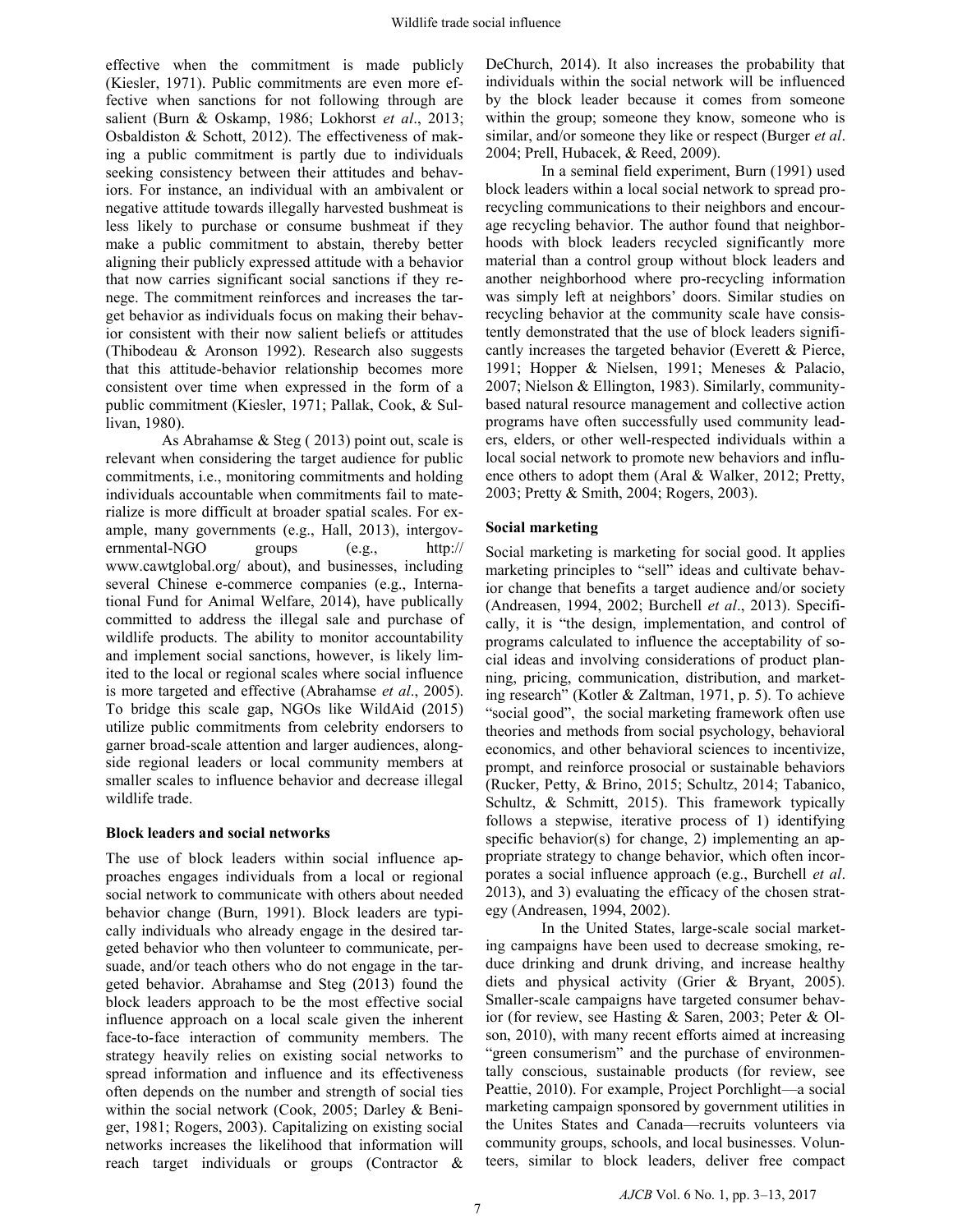effective when the commitment is made publicly (Kiesler, 1971). Public commitments are even more effective when sanctions for not following through are salient (Burn & Oskamp, 1986; Lokhorst *et al*., 2013; Osbaldiston & Schott, 2012). The effectiveness of making a public commitment is partly due to individuals seeking consistency between their attitudes and behaviors. For instance, an individual with an ambivalent or negative attitude towards illegally harvested bushmeat is less likely to purchase or consume bushmeat if they make a public commitment to abstain, thereby better aligning their publicly expressed attitude with a behavior that now carries significant social sanctions if they renege. The commitment reinforces and increases the target behavior as individuals focus on making their behavior consistent with their now salient beliefs or attitudes (Thibodeau & Aronson 1992). Research also suggests that this attitude-behavior relationship becomes more consistent over time when expressed in the form of a public commitment (Kiesler, 1971; Pallak, Cook, & Sullivan, 1980).

As Abrahamse & Steg ( 2013) point out, scale is relevant when considering the target audience for public commitments, i.e., monitoring commitments and holding individuals accountable when commitments fail to materialize is more difficult at broader spatial scales. For example, many governments (e.g., Hall, 2013), intergovernmental-NGO groups (e.g., http://www.cawtglobal.org/ about), and businesses, including several Chinese e-commerce companies (e.g., International Fund for Animal Welfare, 2014), have publically committed to address the illegal sale and purchase of wildlife products. The ability to monitor accountability and implement social sanctions, however, is likely limited to the local or regional scales where social influence is more targeted and effective (Abrahamse *et al*., 2005). To bridge this scale gap, NGOs like WildAid (2015) utilize public commitments from celebrity endorsers to garner broad-scale attention and larger audiences, alongside regional leaders or local community members at smaller scales to influence behavior and decrease illegal wildlife trade.

**Block leaders and social networks**

The use of block leaders within social influence approaches engages individuals from a local or regional social network to communicate with others about needed behavior change (Burn, 1991). Block leaders are typically individuals who already engage in the desired targeted behavior who then volunteer to communicate, persuade, and/or teach others who do not engage in the targeted behavior. Abrahamse and Steg (2013) found the block leaders approach to be the most effective social influence approach on a local scale given the inherent face-to-face interaction of community members. The strategy heavily relies on existing social networks to spread information and influence and its effectiveness often depends on the number and strength of social ties within the social network (Cook, 2005; Darley & Beniger, 1981; Rogers, 2003). Capitalizing on existing social networks increases the likelihood that information will reach target individuals or groups (Contractor & DeChurch, 2014). It also increases the probability that individuals within the social network will be influenced by the block leader because it comes from someone within the group; someone they know, someone who is similar, and/or someone they like or respect (Burger *et al*. 2004; Prell, Hubacek, & Reed, 2009).

In a seminal field experiment, Burn (1991) used block leaders within a local social network to spread pro-recycling communications to their neighbors and encourage recycling behavior. The author found that neighborhoods with block leaders recycled significantly more material than a control group without block leaders and another neighborhood where pro-recycling information was simply left at neighbors' doors. Similar studies on recycling behavior at the community scale have consistently demonstrated that the use of block leaders significantly increases the targeted behavior (Everett & Pierce, 1991; Hopper & Nielsen, 1991; Meneses & Palacio, 2007; Nielson & Ellington, 1983). Similarly, community-based natural resource management and collective action programs have often successfully used community leaders, elders, or other well-respected individuals within a local social network to promote new behaviors and influence others to adopt them (Aral & Walker, 2012; Pretty, 2003; Pretty & Smith, 2004; Rogers, 2003).

**Social marketing**

Social marketing is marketing for social good. It applies marketing principles to "sell" ideas and cultivate behavior change that benefits a target audience and/or society (Andreasen, 1994, 2002; Burchell *et al*., 2013). Specifically, it is "the design, implementation, and control of programs calculated to influence the acceptability of social ideas and involving considerations of product planning, pricing, communication, distribution, and marketing research" (Kotler & Zaltman, 1971, p. 5). To achieve "social good", the social marketing framework often use theories and methods from social psychology, behavioral economics, and other behavioral sciences to incentivize, prompt, and reinforce prosocial or sustainable behaviors (Rucker, Petty, & Brino, 2015; Schultz, 2014; Tabanico, Schultz, & Schmitt, 2015). This framework typically follows a stepwise, iterative process of 1) identifying specific behavior(s) for change, 2) implementing an appropriate strategy to change behavior, which often incorporates a social influence approach (e.g., Burchell *et al*. 2013), and 3) evaluating the efficacy of the chosen strategy (Andreasen, 1994, 2002).

In the United States, large-scale social marketing campaigns have been used to decrease smoking, reduce drinking and drunk driving, and increase healthy diets and physical activity (Grier & Bryant, 2005). Smaller-scale campaigns have targeted consumer behavior (for review, see Hasting & Saren, 2003; Peter & Olson, 2010), with many recent efforts aimed at increasing "green consumerism" and the purchase of environmentally conscious, sustainable products (for review, see Peattie, 2010). For example, Project Porchlight—a social marketing campaign sponsored by government utilities in the Unites States and Canada—recruits volunteers via community groups, schools, and local businesses. Volunteers, similar to block leaders, deliver free compact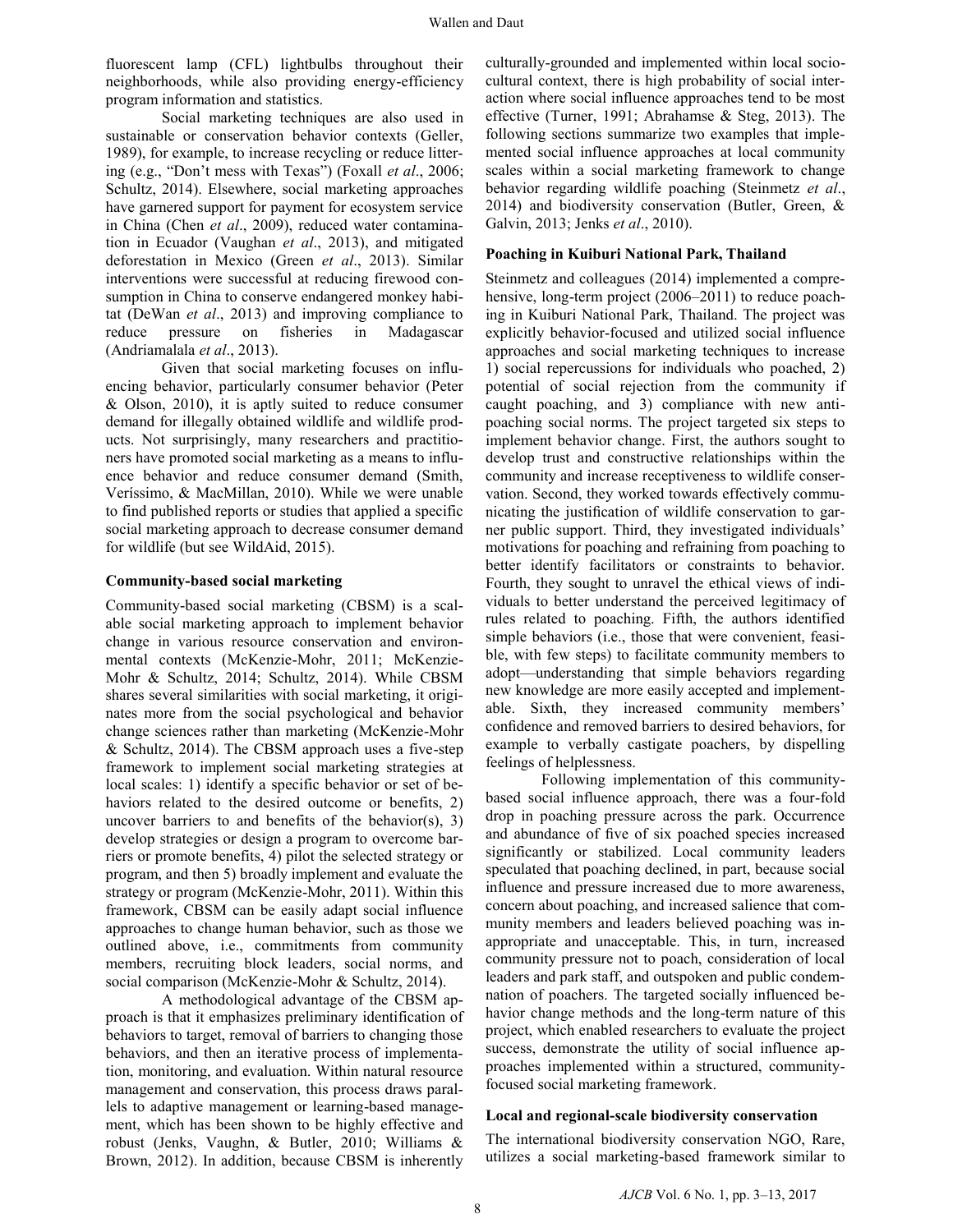fluorescent lamp (CFL) lightbulbs throughout their neighborhoods, while also providing energy-efficiency program information and statistics.

Social marketing techniques are also used in sustainable or conservation behavior contexts (Geller, 1989), for example, to increase recycling or reduce littering (e.g., "Don't mess with Texas") (Foxall *et al*., 2006; Schultz, 2014). Elsewhere, social marketing approaches have garnered support for payment for ecosystem service in China (Chen *et al*., 2009), reduced water contamination in Ecuador (Vaughan *et al*., 2013), and mitigated deforestation in Mexico (Green *et al*., 2013). Similar interventions were successful at reducing firewood consumption in China to conserve endangered monkey habitat (DeWan *et al*., 2013) and improving compliance to reduce pressure on fisheries in Madagascar (Andriamalala *et al*., 2013).

Given that social marketing focuses on influencing behavior, particularly consumer behavior (Peter & Olson, 2010), it is aptly suited to reduce consumer demand for illegally obtained wildlife and wildlife products. Not surprisingly, many researchers and practitioners have promoted social marketing as a means to influence behavior and reduce consumer demand (Smith, Veríssimo, & MacMillan, 2010). While we were unable to find published reports or studies that applied a specific social marketing approach to decrease consumer demand for wildlife (but see WildAid, 2015).

**Community-based social marketing**

Community-based social marketing (CBSM) is a scalable social marketing approach to implement behavior change in various resource conservation and environmental contexts (McKenzie-Mohr, 2011; McKenzie-Mohr & Schultz, 2014; Schultz, 2014). While CBSM shares several similarities with social marketing, it originates more from the social psychological and behavior change sciences rather than marketing (McKenzie-Mohr & Schultz, 2014). The CBSM approach uses a five-step framework to implement social marketing strategies at local scales: 1) identify a specific behavior or set of behaviors related to the desired outcome or benefits, 2) uncover barriers to and benefits of the behavior(s), 3) develop strategies or design a program to overcome barriers or promote benefits, 4) pilot the selected strategy or program, and then 5) broadly implement and evaluate the strategy or program (McKenzie-Mohr, 2011). Within this framework, CBSM can be easily adapt social influence approaches to change human behavior, such as those we outlined above, i.e., commitments from community members, recruiting block leaders, social norms, and social comparison (McKenzie-Mohr & Schultz, 2014).

A methodological advantage of the CBSM approach is that it emphasizes preliminary identification of behaviors to target, removal of barriers to changing those behaviors, and then an iterative process of implementation, monitoring, and evaluation. Within natural resource management and conservation, this process draws parallels to adaptive management or learning-based management, which has been shown to be highly effective and robust (Jenks, Vaughn, & Butler, 2010; Williams & Brown, 2012). In addition, because CBSM is inherently culturally-grounded and implemented within local socio-cultural context, there is high probability of social interaction where social influence approaches tend to be most effective (Turner, 1991; Abrahamse & Steg, 2013). The following sections summarize two examples that implemented social influence approaches at local community scales within a social marketing framework to change behavior regarding wildlife poaching (Steinmetz *et al*., 2014) and biodiversity conservation (Butler, Green, & Galvin, 2013; Jenks *et al*., 2010).

**Poaching in Kuiburi National Park, Thailand**

Steinmetz and colleagues (2014) implemented a comprehensive, long-term project (2006–2011) to reduce poaching in Kuiburi National Park, Thailand. The project was explicitly behavior-focused and utilized social influence approaches and social marketing techniques to increase 1) social repercussions for individuals who poached, 2) potential of social rejection from the community if caught poaching, and 3) compliance with new anti-poaching social norms. The project targeted six steps to implement behavior change. First, the authors sought to develop trust and constructive relationships within the community and increase receptiveness to wildlife conservation. Second, they worked towards effectively communicating the justification of wildlife conservation to garner public support. Third, they investigated individuals' motivations for poaching and refraining from poaching to better identify facilitators or constraints to behavior. Fourth, they sought to unravel the ethical views of individuals to better understand the perceived legitimacy of rules related to poaching. Fifth, the authors identified simple behaviors (i.e., those that were convenient, feasible, with few steps) to facilitate community members to adopt—understanding that simple behaviors regarding new knowledge are more easily accepted and implementable. Sixth, they increased community members' confidence and removed barriers to desired behaviors, for example to verbally castigate poachers, by dispelling feelings of helplessness.

Following implementation of this community-based social influence approach, there was a four-fold drop in poaching pressure across the park. Occurrence and abundance of five of six poached species increased significantly or stabilized. Local community leaders speculated that poaching declined, in part, because social influence and pressure increased due to more awareness, concern about poaching, and increased salience that community members and leaders believed poaching was inappropriate and unacceptable. This, in turn, increased community pressure not to poach, consideration of local leaders and park staff, and outspoken and public condemnation of poachers. The targeted socially influenced behavior change methods and the long-term nature of this project, which enabled researchers to evaluate the project success, demonstrate the utility of social influence approaches implemented within a structured, community-focused social marketing framework.

**Local and regional-scale biodiversity conservation**

The international biodiversity conservation NGO, Rare, utilizes a social marketing-based framework similar to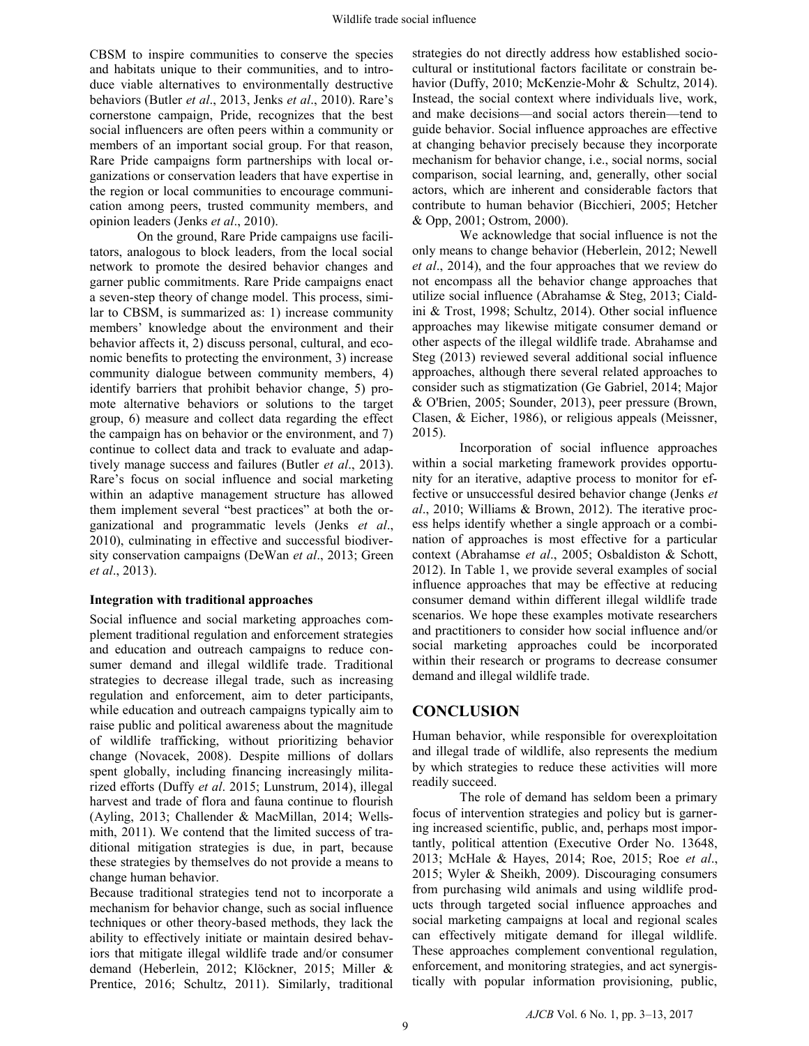CBSM to inspire communities to conserve the species and habitats unique to their communities, and to introduce viable alternatives to environmentally destructive behaviors (Butler *et al*., 2013, Jenks *et al*., 2010). Rare's cornerstone campaign, Pride, recognizes that the best social influencers are often peers within a community or members of an important social group. For that reason, Rare Pride campaigns form partnerships with local organizations or conservation leaders that have expertise in the region or local communities to encourage communication among peers, trusted community members, and opinion leaders (Jenks *et al*., 2010).

On the ground, Rare Pride campaigns use facilitators, analogous to block leaders, from the local social network to promote the desired behavior changes and garner public commitments. Rare Pride campaigns enact a seven-step theory of change model. This process, similar to CBSM, is summarized as: 1) increase community members' knowledge about the environment and their behavior affects it, 2) discuss personal, cultural, and economic benefits to protecting the environment, 3) increase community dialogue between community members, 4) identify barriers that prohibit behavior change, 5) promote alternative behaviors or solutions to the target group, 6) measure and collect data regarding the effect the campaign has on behavior or the environment, and 7) continue to collect data and track to evaluate and adaptively manage success and failures (Butler *et al*., 2013). Rare's focus on social influence and social marketing within an adaptive management structure has allowed them implement several "best practices" at both the organizational and programmatic levels (Jenks *et al*., 2010), culminating in effective and successful biodiversity conservation campaigns (DeWan *et al*., 2013; Green *et al*., 2013).

**Integration with traditional approaches**

Social influence and social marketing approaches complement traditional regulation and enforcement strategies and education and outreach campaigns to reduce consumer demand and illegal wildlife trade. Traditional strategies to decrease illegal trade, such as increasing regulation and enforcement, aim to deter participants, while education and outreach campaigns typically aim to raise public and political awareness about the magnitude of wildlife trafficking, without prioritizing behavior change (Novacek, 2008). Despite millions of dollars spent globally, including financing increasingly militarized efforts (Duffy *et al*. 2015; Lunstrum, 2014), illegal harvest and trade of flora and fauna continue to flourish (Ayling, 2013; Challender & MacMillan, 2014; Wellsmith, 2011). We contend that the limited success of traditional mitigation strategies is due, in part, because these strategies by themselves do not provide a means to change human behavior.

Because traditional strategies tend not to incorporate a mechanism for behavior change, such as social influence techniques or other theory-based methods, they lack the ability to effectively initiate or maintain desired behaviors that mitigate illegal wildlife trade and/or consumer demand (Heberlein, 2012; Klöckner, 2015; Miller & Prentice, 2016; Schultz, 2011). Similarly, traditional strategies do not directly address how established socio-cultural or institutional factors facilitate or constrain behavior (Duffy, 2010; McKenzie-Mohr & Schultz, 2014). Instead, the social context where individuals live, work, and make decisions—and social actors therein—tend to guide behavior. Social influence approaches are effective at changing behavior precisely because they incorporate mechanism for behavior change, i.e., social norms, social comparison, social learning, and, generally, other social actors, which are inherent and considerable factors that contribute to human behavior (Bicchieri, 2005; Hetcher & Opp, 2001; Ostrom, 2000).

We acknowledge that social influence is not the only means to change behavior (Heberlein, 2012; Newell *et al*., 2014), and the four approaches that we review do not encompass all the behavior change approaches that utilize social influence (Abrahamse & Steg, 2013; Cialdini & Trost, 1998; Schultz, 2014). Other social influence approaches may likewise mitigate consumer demand or other aspects of the illegal wildlife trade. Abrahamse and Steg (2013) reviewed several additional social influence approaches, although there several related approaches to consider such as stigmatization (Ge Gabriel, 2014; Major & O'Brien, 2005; Sounder, 2013), peer pressure (Brown, Clasen, & Eicher, 1986), or religious appeals (Meissner, 2015).

Incorporation of social influence approaches within a social marketing framework provides opportunity for an iterative, adaptive process to monitor for effective or unsuccessful desired behavior change (Jenks *et al*., 2010; Williams & Brown, 2012). The iterative process helps identify whether a single approach or a combination of approaches is most effective for a particular context (Abrahamse *et al*., 2005; Osbaldiston & Schott, 2012). In Table 1, we provide several examples of social influence approaches that may be effective at reducing consumer demand within different illegal wildlife trade scenarios. We hope these examples motivate researchers and practitioners to consider how social influence and/or social marketing approaches could be incorporated within their research or programs to decrease consumer demand and illegal wildlife trade.

## CONCLUSION

Human behavior, while responsible for overexploitation and illegal trade of wildlife, also represents the medium by which strategies to reduce these activities will more readily succeed.

The role of demand has seldom been a primary focus of intervention strategies and policy but is garnering increased scientific, public, and, perhaps most importantly, political attention (Executive Order No. 13648, 2013; McHale & Hayes, 2014; Roe, 2015; Roe *et al*., 2015; Wyler & Sheikh, 2009). Discouraging consumers from purchasing wild animals and using wildlife products through targeted social influence approaches and social marketing campaigns at local and regional scales can effectively mitigate demand for illegal wildlife. These approaches complement conventional regulation, enforcement, and monitoring strategies, and act synergistically with popular information provisioning, public,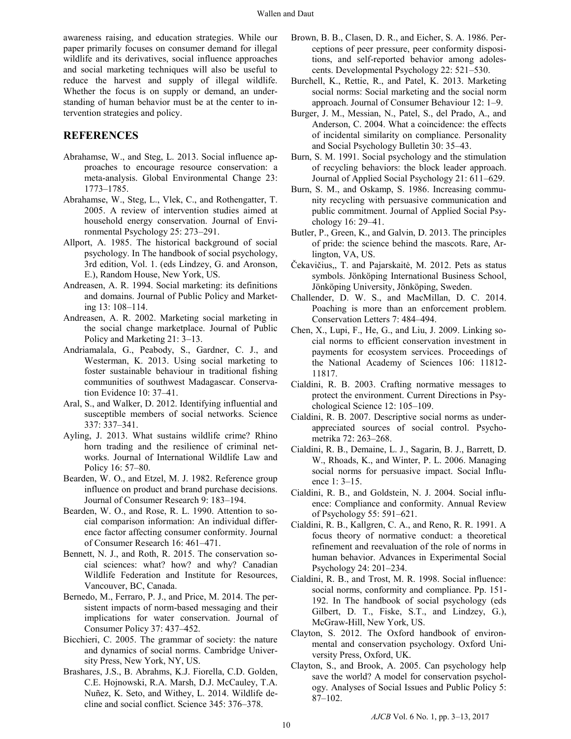awareness raising, and education strategies. While our paper primarily focuses on consumer demand for illegal wildlife and its derivatives, social influence approaches and social marketing techniques will also be useful to reduce the harvest and supply of illegal wildlife. Whether the focus is on supply or demand, an understanding of human behavior must be at the center to intervention strategies and policy.

## REFERENCES

- Abrahamse, W., and Steg, L. 2013. Social influence approaches to encourage resource conservation: a meta-analysis. Global Environmental Change 23: 1773–1785.
- Abrahamse, W., Steg, L., Vlek, C., and Rothengatter, T. 2005. A review of intervention studies aimed at household energy conservation. Journal of Environmental Psychology 25: 273–291.
- Allport, A. 1985. The historical background of social psychology. In The handbook of social psychology, 3rd edition, Vol. 1. (eds Lindzey, G. and Aronson, E.), Random House, New York, US.
- Andreasen, A. R. 1994. Social marketing: its definitions and domains. Journal of Public Policy and Marketing 13: 108–114.
- Andreasen, A. R. 2002. Marketing social marketing in the social change marketplace. Journal of Public Policy and Marketing 21: 3–13.
- Andriamalala, G., Peabody, S., Gardner, C. J., and Westerman, K. 2013. Using social marketing to foster sustainable behaviour in traditional fishing communities of southwest Madagascar. Conservation Evidence 10: 37–41.
- Aral, S., and Walker, D. 2012. Identifying influential and susceptible members of social networks. Science 337: 337–341.
- Ayling, J. 2013. What sustains wildlife crime? Rhino horn trading and the resilience of criminal networks. Journal of International Wildlife Law and Policy 16: 57–80.
- Bearden, W. O., and Etzel, M. J. 1982. Reference group influence on product and brand purchase decisions. Journal of Consumer Research 9: 183–194.
- Bearden, W. O., and Rose, R. L. 1990. Attention to social comparison information: An individual difference factor affecting consumer conformity. Journal of Consumer Research 16: 461–471.
- Bennett, N. J., and Roth, R. 2015. The conservation social sciences: what? how? and why? Canadian Wildlife Federation and Institute for Resources, Vancouver, BC, Canada.
- Bernedo, M., Ferraro, P. J., and Price, M. 2014. The persistent impacts of norm-based messaging and their implications for water conservation. Journal of Consumer Policy 37: 437–452.
- Bicchieri, C. 2005. The grammar of society: the nature and dynamics of social norms. Cambridge University Press, New York, NY, US.
- Brashares, J.S., B. Abrahms, K.J. Fiorella, C.D. Golden, C.E. Hojnowski, R.A. Marsh, D.J. McCauley, T.A. Nuñez, K. Seto, and Withey, L. 2014. Wildlife decline and social conflict. Science 345: 376–378.
- Brown, B. B., Clasen, D. R., and Eicher, S. A. 1986. Perceptions of peer pressure, peer conformity dispositions, and self-reported behavior among adolescents. Developmental Psychology 22: 521–530.
- Burchell, K., Rettie, R., and Patel, K. 2013. Marketing social norms: Social marketing and the social norm approach. Journal of Consumer Behaviour 12: 1–9.
- Burger, J. M., Messian, N., Patel, S., del Prado, A., and Anderson, C. 2004. What a coincidence: the effects of incidental similarity on compliance. Personality and Social Psychology Bulletin 30: 35–43.
- Burn, S. M. 1991. Social psychology and the stimulation of recycling behaviors: the block leader approach. Journal of Applied Social Psychology 21: 611–629.
- Burn, S. M., and Oskamp, S. 1986. Increasing community recycling with persuasive communication and public commitment. Journal of Applied Social Psychology 16: 29–41.
- Butler, P., Green, K., and Galvin, D. 2013. The principles of pride: the science behind the mascots. Rare, Arlington, VA, US.
- Čekavičius,, T. and Pajarskaitė, M. 2012. Pets as status symbols. Jönköping International Business School, Jönköping University, Jönköping, Sweden.
- Challender, D. W. S., and MacMillan, D. C. 2014. Poaching is more than an enforcement problem. Conservation Letters 7: 484–494.
- Chen, X., Lupi, F., He, G., and Liu, J. 2009. Linking social norms to efficient conservation investment in payments for ecosystem services. Proceedings of the National Academy of Sciences 106: 11812-11817.
- Cialdini, R. B. 2003. Crafting normative messages to protect the environment. Current Directions in Psychological Science 12: 105–109.
- Cialdini, R. B. 2007. Descriptive social norms as underappreciated sources of social control. Psychometrika 72: 263–268.
- Cialdini, R. B., Demaine, L. J., Sagarin, B. J., Barrett, D. W., Rhoads, K., and Winter, P. L. 2006. Managing social norms for persuasive impact. Social Influence 1: 3–15.
- Cialdini, R. B., and Goldstein, N. J. 2004. Social influence: Compliance and conformity. Annual Review of Psychology 55: 591–621.
- Cialdini, R. B., Kallgren, C. A., and Reno, R. R. 1991. A focus theory of normative conduct: a theoretical refinement and reevaluation of the role of norms in human behavior. Advances in Experimental Social Psychology 24: 201–234.
- Cialdini, R. B., and Trost, M. R. 1998. Social influence: social norms, conformity and compliance. Pp. 151-192. In The handbook of social psychology (eds Gilbert, D. T., Fiske, S.T., and Lindzey, G.), McGraw-Hill, New York, US.
- Clayton, S. 2012. The Oxford handbook of environmental and conservation psychology. Oxford University Press, Oxford, UK.
- Clayton, S., and Brook, A. 2005. Can psychology help save the world? A model for conservation psychology. Analyses of Social Issues and Public Policy 5: 87–102.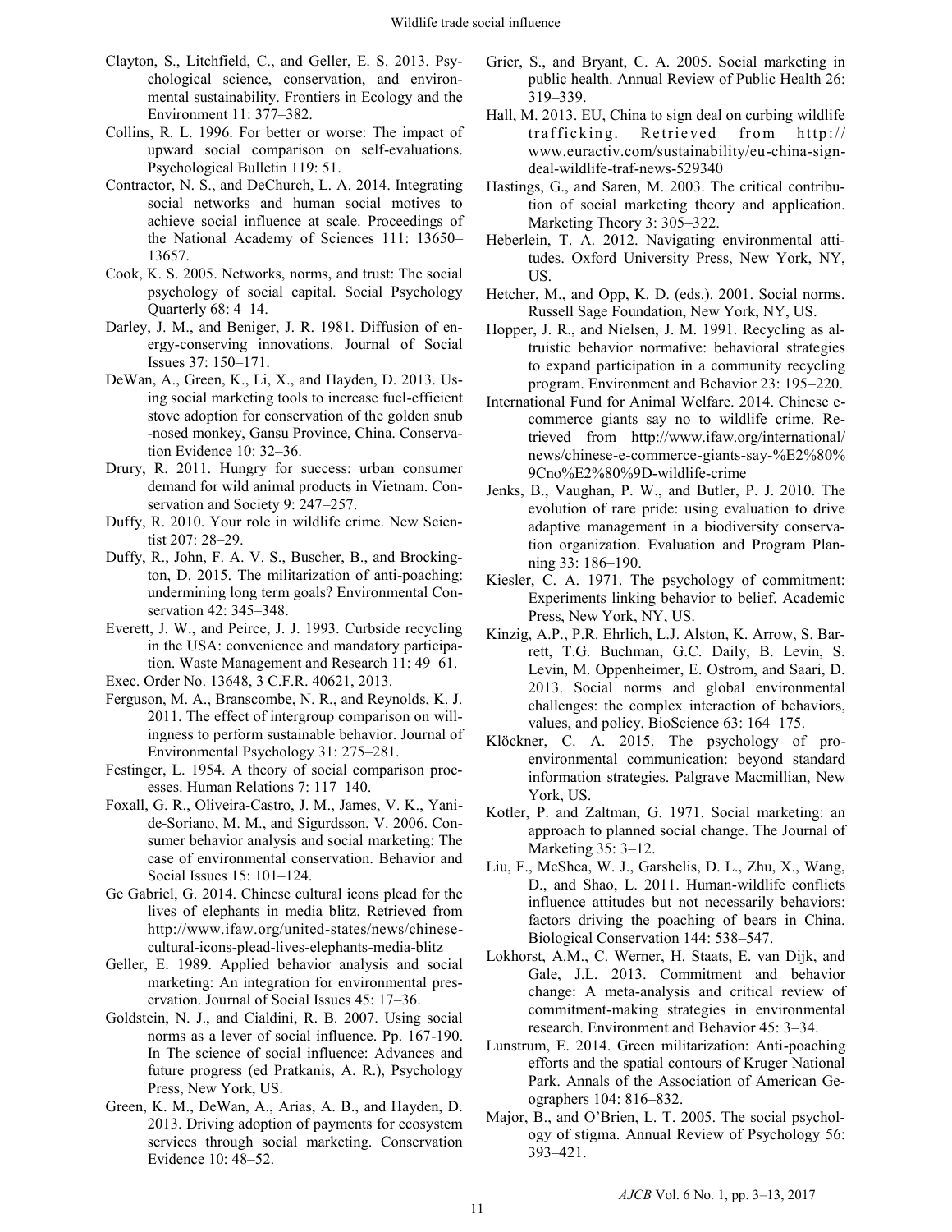Clayton, S., Litchfield, C., and Geller, E. S. 2013. Psychological science, conservation, and environmental sustainability. Frontiers in Ecology and the Environment 11: 377–382.

Collins, R. L. 1996. For better or worse: The impact of upward social comparison on self-evaluations. Psychological Bulletin 119: 51.

Contractor, N. S., and DeChurch, L. A. 2014. Integrating social networks and human social motives to achieve social influence at scale. Proceedings of the National Academy of Sciences 111: 13650–13657.

Cook, K. S. 2005. Networks, norms, and trust: The social psychology of social capital. Social Psychology Quarterly 68: 4–14.

Darley, J. M., and Beniger, J. R. 1981. Diffusion of energy-conserving innovations. Journal of Social Issues 37: 150–171.

DeWan, A., Green, K., Li, X., and Hayden, D. 2013. Using social marketing tools to increase fuel-efficient stove adoption for conservation of the golden snub-nosed monkey, Gansu Province, China. Conservation Evidence 10: 32–36.

Drury, R. 2011. Hungry for success: urban consumer demand for wild animal products in Vietnam. Conservation and Society 9: 247–257.

Duffy, R. 2010. Your role in wildlife crime. New Scientist 207: 28–29.

Duffy, R., John, F. A. V. S., Buscher, B., and Brockington, D. 2015. The militarization of anti-poaching: undermining long term goals? Environmental Conservation 42: 345–348.

Everett, J. W., and Peirce, J. J. 1993. Curbside recycling in the USA: convenience and mandatory participation. Waste Management and Research 11: 49–61.

Exec. Order No. 13648, 3 C.F.R. 40621, 2013.

Ferguson, M. A., Branscombe, N. R., and Reynolds, K. J. 2011. The effect of intergroup comparison on willingness to perform sustainable behavior. Journal of Environmental Psychology 31: 275–281.

Festinger, L. 1954. A theory of social comparison processes. Human Relations 7: 117–140.

Foxall, G. R., Oliveira-Castro, J. M., James, V. K., Yanide-Soriano, M. M., and Sigurdsson, V. 2006. Consumer behavior analysis and social marketing: The case of environmental conservation. Behavior and Social Issues 15: 101–124.

Ge Gabriel, G. 2014. Chinese cultural icons plead for the lives of elephants in media blitz. Retrieved from http://www.ifaw.org/united-states/news/chinese-cultural-icons-plead-lives-elephants-media-blitz

Geller, E. 1989. Applied behavior analysis and social marketing: An integration for environmental preservation. Journal of Social Issues 45: 17–36.

Goldstein, N. J., and Cialdini, R. B. 2007. Using social norms as a lever of social influence. Pp. 167-190. In The science of social influence: Advances and future progress (ed Pratkanis, A. R.), Psychology Press, New York, US.

Green, K. M., DeWan, A., Arias, A. B., and Hayden, D. 2013. Driving adoption of payments for ecosystem services through social marketing. Conservation Evidence 10: 48–52.

Grier, S., and Bryant, C. A. 2005. Social marketing in public health. Annual Review of Public Health 26: 319–339.

Hall, M. 2013. EU, China to sign deal on curbing wildlife trafficking. Retrieved from http://www.euractiv.com/sustainability/eu-china-sign-deal-wildlife-traf-news-529340

Hastings, G., and Saren, M. 2003. The critical contribution of social marketing theory and application. Marketing Theory 3: 305–322.

Heberlein, T. A. 2012. Navigating environmental attitudes. Oxford University Press, New York, NY, US.

Hetcher, M., and Opp, K. D. (eds.). 2001. Social norms. Russell Sage Foundation, New York, NY, US.

Hopper, J. R., and Nielsen, J. M. 1991. Recycling as altruistic behavior normative: behavioral strategies to expand participation in a community recycling program. Environment and Behavior 23: 195–220.

International Fund for Animal Welfare. 2014. Chinese e-commerce giants say no to wildlife crime. Retrieved from http://www.ifaw.org/international/news/chinese-e-commerce-giants-say-%E2%80%9Cno%E2%80%9D-wildlife-crime

Jenks, B., Vaughan, P. W., and Butler, P. J. 2010. The evolution of rare pride: using evaluation to drive adaptive management in a biodiversity conservation organization. Evaluation and Program Planning 33: 186–190.

Kiesler, C. A. 1971. The psychology of commitment: Experiments linking behavior to belief. Academic Press, New York, NY, US.

Kinzig, A.P., P.R. Ehrlich, L.J. Alston, K. Arrow, S. Barrett, T.G. Buchman, G.C. Daily, B. Levin, S. Levin, M. Oppenheimer, E. Ostrom, and Saari, D. 2013. Social norms and global environmental challenges: the complex interaction of behaviors, values, and policy. BioScience 63: 164–175.

Klöckner, C. A. 2015. The psychology of pro-environmental communication: beyond standard information strategies. Palgrave Macmillian, New York, US.

Kotler, P. and Zaltman, G. 1971. Social marketing: an approach to planned social change. The Journal of Marketing 35: 3–12.

Liu, F., McShea, W. J., Garshelis, D. L., Zhu, X., Wang, D., and Shao, L. 2011. Human-wildlife conflicts influence attitudes but not necessarily behaviors: factors driving the poaching of bears in China. Biological Conservation 144: 538–547.

Lokhorst, A.M., C. Werner, H. Staats, E. van Dijk, and Gale, J.L. 2013. Commitment and behavior change: A meta-analysis and critical review of commitment-making strategies in environmental research. Environment and Behavior 45: 3–34.

Lunstrum, E. 2014. Green militarization: Anti-poaching efforts and the spatial contours of Kruger National Park. Annals of the Association of American Geographers 104: 816–832.

Major, B., and O'Brien, L. T. 2005. The social psychology of stigma. Annual Review of Psychology 56: 393–421.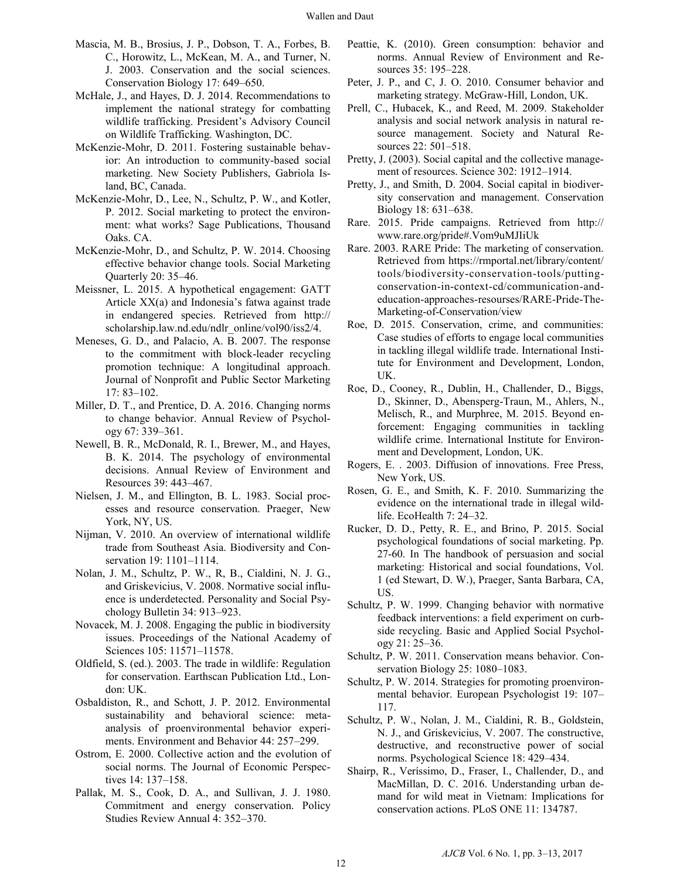Mascia, M. B., Brosius, J. P., Dobson, T. A., Forbes, B. C., Horowitz, L., McKean, M. A., and Turner, N. J. 2003. Conservation and the social sciences. Conservation Biology 17: 649–650.

McHale, J., and Hayes, D. J. 2014. Recommendations to implement the national strategy for combatting wildlife trafficking. President's Advisory Council on Wildlife Trafficking. Washington, DC.

McKenzie-Mohr, D. 2011. Fostering sustainable behavior: An introduction to community-based social marketing. New Society Publishers, Gabriola Island, BC, Canada.

McKenzie-Mohr, D., Lee, N., Schultz, P. W., and Kotler, P. 2012. Social marketing to protect the environment: what works? Sage Publications, Thousand Oaks. CA.

McKenzie-Mohr, D., and Schultz, P. W. 2014. Choosing effective behavior change tools. Social Marketing Quarterly 20: 35–46.

Meissner, L. 2015. A hypothetical engagement: GATT Article XX(a) and Indonesia's fatwa against trade in endangered species. Retrieved from http://scholarship.law.nd.edu/ndlr_online/vol90/iss2/4.

Meneses, G. D., and Palacio, A. B. 2007. The response to the commitment with block-leader recycling promotion technique: A longitudinal approach. Journal of Nonprofit and Public Sector Marketing 17: 83–102.

Miller, D. T., and Prentice, D. A. 2016. Changing norms to change behavior. Annual Review of Psychology 67: 339–361.

Newell, B. R., McDonald, R. I., Brewer, M., and Hayes, B. K. 2014. The psychology of environmental decisions. Annual Review of Environment and Resources 39: 443–467.

Nielsen, J. M., and Ellington, B. L. 1983. Social processes and resource conservation. Praeger, New York, NY, US.

Nijman, V. 2010. An overview of international wildlife trade from Southeast Asia. Biodiversity and Conservation 19: 1101–1114.

Nolan, J. M., Schultz, P. W., R, B., Cialdini, N. J. G., and Griskevicius, V. 2008. Normative social influence is underdetected. Personality and Social Psychology Bulletin 34: 913–923.

Novacek, M. J. 2008. Engaging the public in biodiversity issues. Proceedings of the National Academy of Sciences 105: 11571–11578.

Oldfield, S. (ed.). 2003. The trade in wildlife: Regulation for conservation. Earthscan Publication Ltd., London: UK.

Osbaldiston, R., and Schott, J. P. 2012. Environmental sustainability and behavioral science: meta-analysis of proenvironmental behavior experiments. Environment and Behavior 44: 257–299.

Ostrom, E. 2000. Collective action and the evolution of social norms. The Journal of Economic Perspectives 14: 137–158.

Pallak, M. S., Cook, D. A., and Sullivan, J. J. 1980. Commitment and energy conservation. Policy Studies Review Annual 4: 352–370.

Peattie, K. (2010). Green consumption: behavior and norms. Annual Review of Environment and Resources 35: 195–228.

Peter, J. P., and C, J. O. 2010. Consumer behavior and marketing strategy. McGraw-Hill, London, UK.

Prell, C., Hubacek, K., and Reed, M. 2009. Stakeholder analysis and social network analysis in natural resource management. Society and Natural Resources 22: 501–518.

Pretty, J. (2003). Social capital and the collective management of resources. Science 302: 1912–1914.

Pretty, J., and Smith, D. 2004. Social capital in biodiversity conservation and management. Conservation Biology 18: 631–638.

Rare. 2015. Pride campaigns. Retrieved from http://www.rare.org/pride#.Vom9uMJIiUk

Rare. 2003. RARE Pride: The marketing of conservation. Retrieved from https://rmportal.net/library/content/tools/biodiversity-conservation-tools/putting-conservation-in-context-cd/communication-and-education-approaches-resourses/RARE-Pride-The-Marketing-of-Conservation/view

Roe, D. 2015. Conservation, crime, and communities: Case studies of efforts to engage local communities in tackling illegal wildlife trade. International Institute for Environment and Development, London, UK.

Roe, D., Cooney, R., Dublin, H., Challender, D., Biggs, D., Skinner, D., Abensperg-Traun, M., Ahlers, N., Melisch, R., and Murphree, M. 2015. Beyond enforcement: Engaging communities in tackling wildlife crime. International Institute for Environment and Development, London, UK.

Rogers, E. . 2003. Diffusion of innovations. Free Press, New York, US.

Rosen, G. E., and Smith, K. F. 2010. Summarizing the evidence on the international trade in illegal wildlife. EcoHealth 7: 24–32.

Rucker, D. D., Petty, R. E., and Brino, P. 2015. Social psychological foundations of social marketing. Pp. 27-60. In The handbook of persuasion and social marketing: Historical and social foundations, Vol. 1 (ed Stewart, D. W.), Praeger, Santa Barbara, CA, US.

Schultz, P. W. 1999. Changing behavior with normative feedback interventions: a field experiment on curbside recycling. Basic and Applied Social Psychology 21: 25–36.

Schultz, P. W. 2011. Conservation means behavior. Conservation Biology 25: 1080–1083.

Schultz, P. W. 2014. Strategies for promoting proenvironmental behavior. European Psychologist 19: 107–117.

Schultz, P. W., Nolan, J. M., Cialdini, R. B., Goldstein, N. J., and Griskevicius, V. 2007. The constructive, destructive, and reconstructive power of social norms. Psychological Science 18: 429–434.

Shairp, R., Veríssimo, D., Fraser, I., Challender, D., and MacMillan, D. C. 2016. Understanding urban demand for wild meat in Vietnam: Implications for conservation actions. PLoS ONE 11: 134787.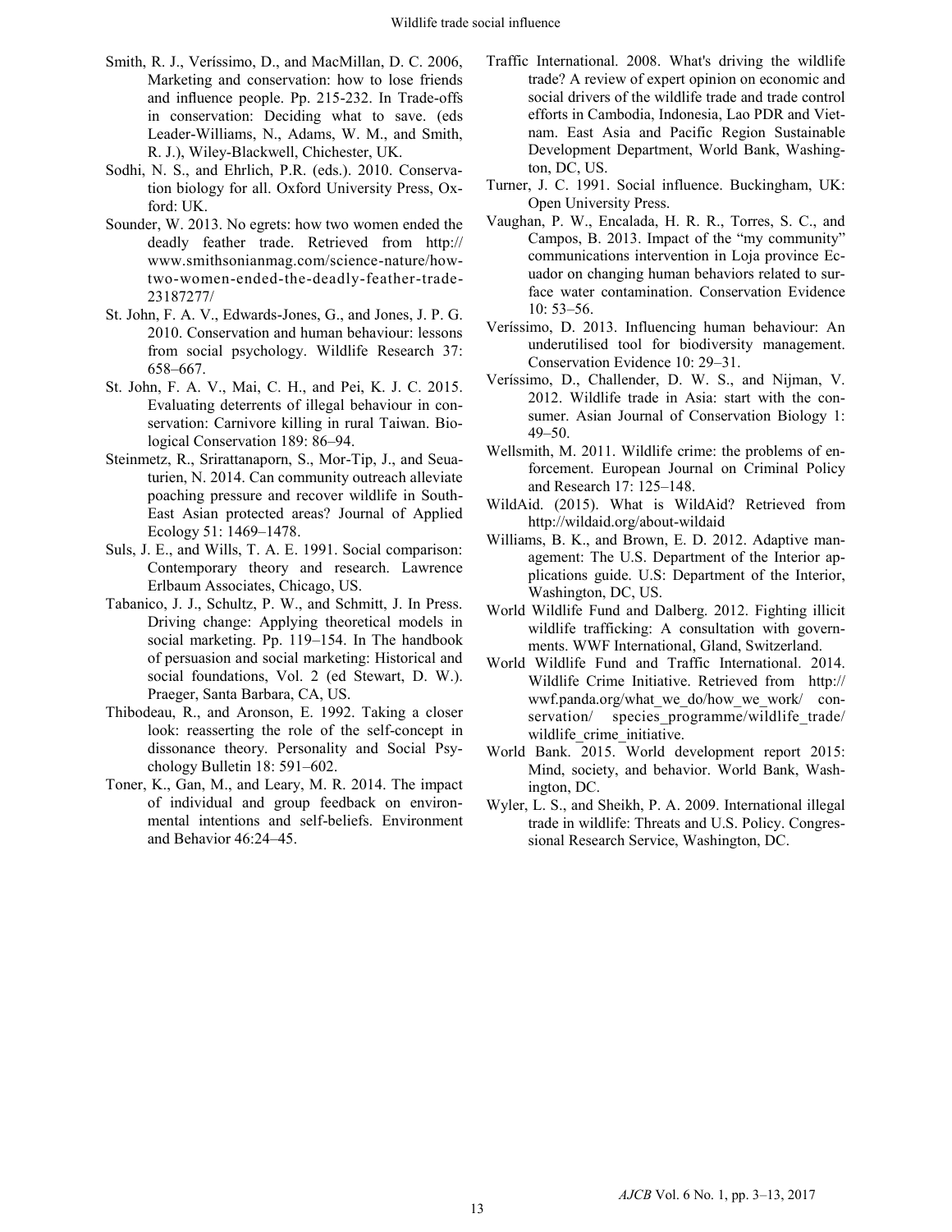Smith, R. J., Veríssimo, D., and MacMillan, D. C. 2006, Marketing and conservation: how to lose friends and influence people. Pp. 215-232. In Trade-offs in conservation: Deciding what to save. (eds Leader-Williams, N., Adams, W. M., and Smith, R. J.), Wiley-Blackwell, Chichester, UK.

Sodhi, N. S., and Ehrlich, P.R. (eds.). 2010. Conservation biology for all. Oxford University Press, Oxford: UK.

Sounder, W. 2013. No egrets: how two women ended the deadly feather trade. Retrieved from http://www.smithsonianmag.com/science-nature/how-two-women-ended-the-deadly-feather-trade-23187277/

St. John, F. A. V., Edwards-Jones, G., and Jones, J. P. G. 2010. Conservation and human behaviour: lessons from social psychology. Wildlife Research 37: 658–667.

St. John, F. A. V., Mai, C. H., and Pei, K. J. C. 2015. Evaluating deterrents of illegal behaviour in conservation: Carnivore killing in rural Taiwan. Biological Conservation 189: 86–94.

Steinmetz, R., Srirattanaporn, S., Mor-Tip, J., and Seuaturien, N. 2014. Can community outreach alleviate poaching pressure and recover wildlife in South-East Asian protected areas? Journal of Applied Ecology 51: 1469–1478.

Suls, J. E., and Wills, T. A. E. 1991. Social comparison: Contemporary theory and research. Lawrence Erlbaum Associates, Chicago, US.

Tabanico, J. J., Schultz, P. W., and Schmitt, J. In Press. Driving change: Applying theoretical models in social marketing. Pp. 119–154. In The handbook of persuasion and social marketing: Historical and social foundations, Vol. 2 (ed Stewart, D. W.). Praeger, Santa Barbara, CA, US.

Thibodeau, R., and Aronson, E. 1992. Taking a closer look: reasserting the role of the self-concept in dissonance theory. Personality and Social Psychology Bulletin 18: 591–602.

Toner, K., Gan, M., and Leary, M. R. 2014. The impact of individual and group feedback on environmental intentions and self-beliefs. Environment and Behavior 46:24–45.

Traffic International. 2008. What's driving the wildlife trade? A review of expert opinion on economic and social drivers of the wildlife trade and trade control efforts in Cambodia, Indonesia, Lao PDR and Vietnam. East Asia and Pacific Region Sustainable Development Department, World Bank, Washington, DC, US.

Turner, J. C. 1991. Social influence. Buckingham, UK: Open University Press.

Vaughan, P. W., Encalada, H. R. R., Torres, S. C., and Campos, B. 2013. Impact of the "my community" communications intervention in Loja province Ecuador on changing human behaviors related to surface water contamination. Conservation Evidence 10: 53–56.

Veríssimo, D. 2013. Influencing human behaviour: An underutilised tool for biodiversity management. Conservation Evidence 10: 29–31.

Veríssimo, D., Challender, D. W. S., and Nijman, V. 2012. Wildlife trade in Asia: start with the consumer. Asian Journal of Conservation Biology 1: 49–50.

Wellsmith, M. 2011. Wildlife crime: the problems of enforcement. European Journal on Criminal Policy and Research 17: 125–148.

WildAid. (2015). What is WildAid? Retrieved from http://wildaid.org/about-wildaid

Williams, B. K., and Brown, E. D. 2012. Adaptive management: The U.S. Department of the Interior applications guide. U.S: Department of the Interior, Washington, DC, US.

World Wildlife Fund and Dalberg. 2012. Fighting illicit wildlife trafficking: A consultation with governments. WWF International, Gland, Switzerland.

World Wildlife Fund and Traffic International. 2014. Wildlife Crime Initiative. Retrieved from http://wwf.panda.org/what_we_do/how_we_work/conservation/species_programme/wildlife_trade/wildlife_crime_initiative.

World Bank. 2015. World development report 2015: Mind, society, and behavior. World Bank, Washington, DC.

Wyler, L. S., and Sheikh, P. A. 2009. International illegal trade in wildlife: Threats and U.S. Policy. Congressional Research Service, Washington, DC.